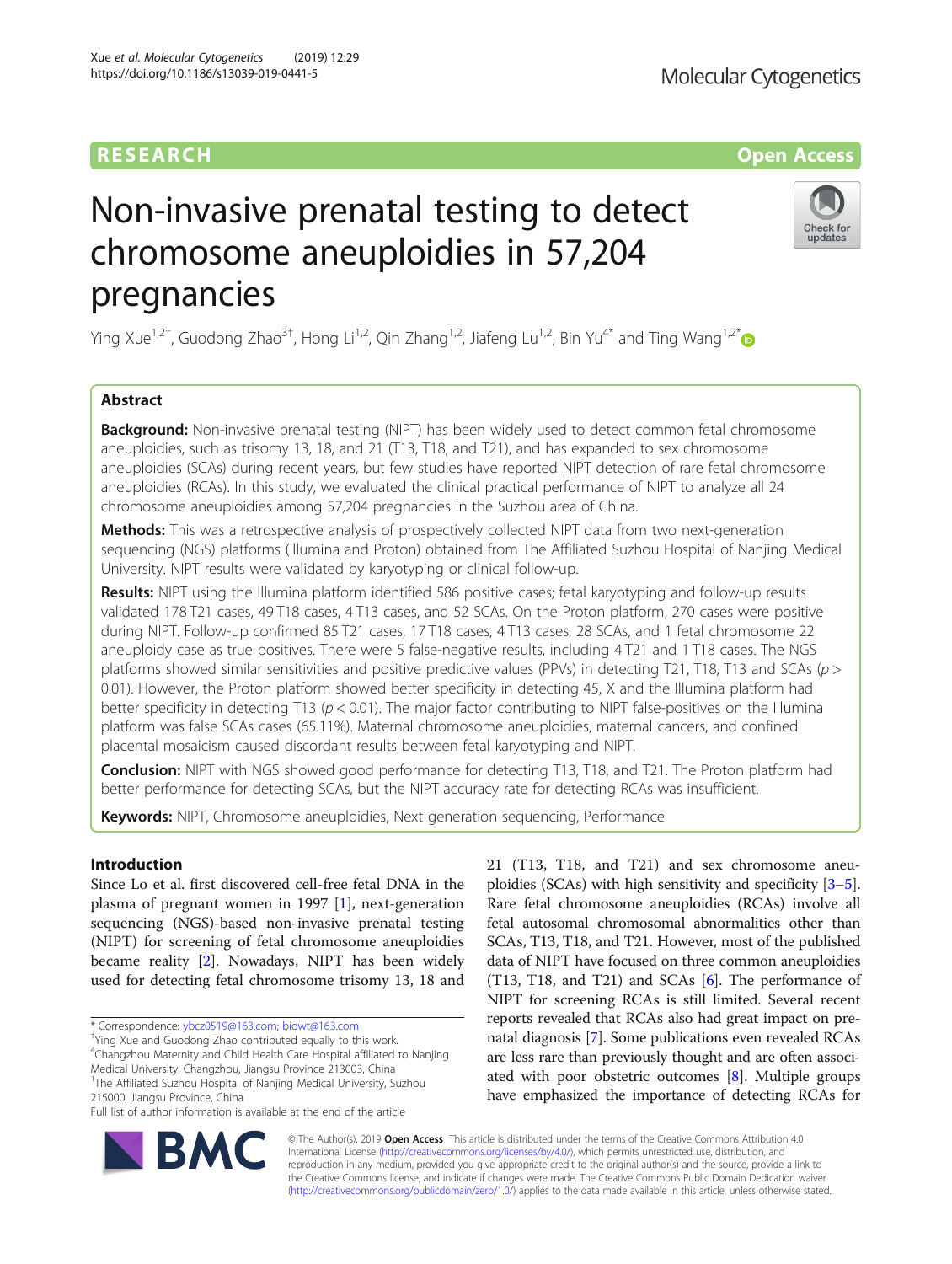RESEARCH

Open Access

# Non-invasive prenatal testing to detect chromosome aneuploidies in 57,204 pregnancies

Ying Xue[1,2†], Guodong Zhao[3†], Hong Li[1,2], Qin Zhang[1,2], Jiafeng Lu[1,2], Bin Yu[4*] and Ting Wang[1,2*]

## Abstract

**Background:** Non-invasive prenatal testing (NIPT) has been widely used to detect common fetal chromosome aneuploidies, such as trisomy 13, 18, and 21 (T13, T18, and T21), and has expanded to sex chromosome aneuploidies (SCAs) during recent years, but few studies have reported NIPT detection of rare fetal chromosome aneuploidies (RCAs). In this study, we evaluated the clinical practical performance of NIPT to analyze all 24 chromosome aneuploidies among 57,204 pregnancies in the Suzhou area of China.

**Methods:** This was a retrospective analysis of prospectively collected NIPT data from two next-generation sequencing (NGS) platforms (Illumina and Proton) obtained from The Affiliated Suzhou Hospital of Nanjing Medical University. NIPT results were validated by karyotyping or clinical follow-up.

**Results:** NIPT using the Illumina platform identified 586 positive cases; fetal karyotyping and follow-up results validated 178 T21 cases, 49 T18 cases, 4 T13 cases, and 52 SCAs. On the Proton platform, 270 cases were positive during NIPT. Follow-up confirmed 85 T21 cases, 17 T18 cases, 4 T13 cases, 28 SCAs, and 1 fetal chromosome 22 aneuploidy case as true positives. There were 5 false-negative results, including 4 T21 and 1 T18 cases. The NGS platforms showed similar sensitivities and positive predictive values (PPVs) in detecting T21, T18, T13 and SCAs ($p > 0.01$). However, the Proton platform showed better specificity in detecting 45, X and the Illumina platform had better specificity in detecting T13 ($p < 0.01$). The major factor contributing to NIPT false-positives on the Illumina platform was false SCAs cases (65.11%). Maternal chromosome aneuploidies, maternal cancers, and confined placental mosaicism caused discordant results between fetal karyotyping and NIPT.

**Conclusion:** NIPT with NGS showed good performance for detecting T13, T18, and T21. The Proton platform had better performance for detecting SCAs, but the NIPT accuracy rate for detecting RCAs was insufficient.

**Keywords:** NIPT, Chromosome aneuploidies, Next generation sequencing, Performance

## Introduction

Since Lo et al. first discovered cell-free fetal DNA in the plasma of pregnant women in 1997 [1], next-generation sequencing (NGS)-based non-invasive prenatal testing (NIPT) for screening of fetal chromosome aneuploidies became reality [2]. Nowadays, NIPT has been widely used for detecting fetal chromosome trisomy 13, 18 and 21 (T13, T18, and T21) and sex chromosome aneuploidies (SCAs) with high sensitivity and specificity [3–5]. Rare fetal chromosome aneuploidies (RCAs) involve all fetal autosomal chromosomal abnormalities other than SCAs, T13, T18, and T21. However, most of the published data of NIPT have focused on three common aneuploidies (T13, T18, and T21) and SCAs [6]. The performance of NIPT for screening RCAs is still limited. Several recent reports revealed that RCAs also had great impact on prenatal diagnosis [7]. Some publications even revealed RCAs are less rare than previously thought and are often associated with poor obstetric outcomes [8]. Multiple groups have emphasized the importance of detecting RCAs for

\* Correspondence: ybcz0519@163.com; biowt@163.com
†Ying Xue and Guodong Zhao contributed equally to this work.
[4]Changzhou Maternity and Child Health Care Hospital affiliated to Nanjing Medical University, Changzhou, Jiangsu Province 213003, China
[1]The Affiliated Suzhou Hospital of Nanjing Medical University, Suzhou 215000, Jiangsu Province, China
Full list of author information is available at the end of the article

© The Author(s). 2019 **Open Access** This article is distributed under the terms of the Creative Commons Attribution 4.0 International License (http://creativecommons.org/licenses/by/4.0/), which permits unrestricted use, distribution, and reproduction in any medium, provided you give appropriate credit to the original author(s) and the source, provide a link to the Creative Commons license, and indicate if changes were made. The Creative Commons Public Domain Dedication waiver (http://creativecommons.org/publicdomain/zero/1.0/) applies to the data made available in this article, unless otherwise stated.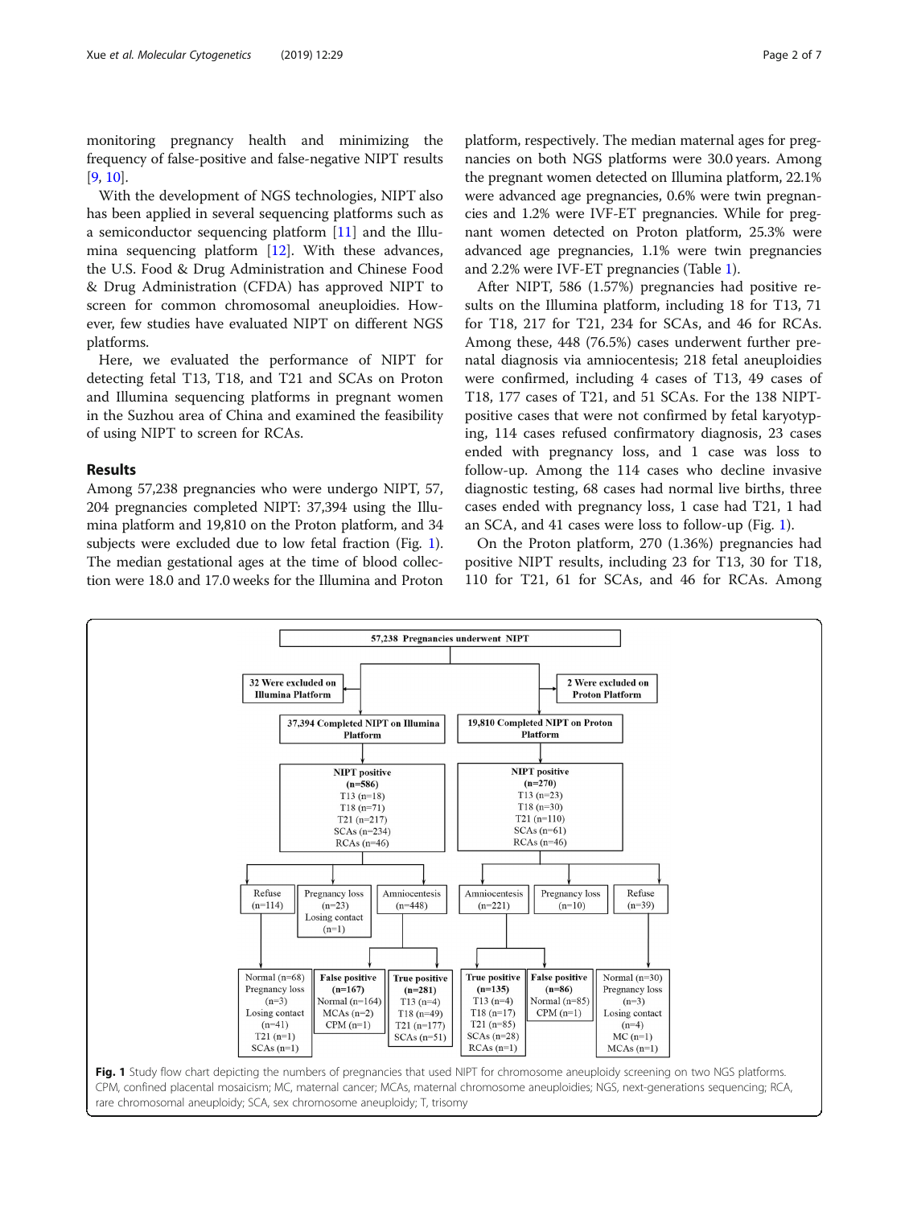monitoring pregnancy health and minimizing the frequency of false-positive and false-negative NIPT results [9, 10].

With the development of NGS technologies, NIPT also has been applied in several sequencing platforms such as a semiconductor sequencing platform [11] and the Illumina sequencing platform [12]. With these advances, the U.S. Food & Drug Administration and Chinese Food & Drug Administration (CFDA) has approved NIPT to screen for common chromosomal aneuploidies. However, few studies have evaluated NIPT on different NGS platforms.

Here, we evaluated the performance of NIPT for detecting fetal T13, T18, and T21 and SCAs on Proton and Illumina sequencing platforms in pregnant women in the Suzhou area of China and examined the feasibility of using NIPT to screen for RCAs.

## Results

Among 57,238 pregnancies who were undergo NIPT, 57, 204 pregnancies completed NIPT: 37,394 using the Illumina platform and 19,810 on the Proton platform, and 34 subjects were excluded due to low fetal fraction (Fig. 1). The median gestational ages at the time of blood collection were 18.0 and 17.0 weeks for the Illumina and Proton platform, respectively. The median maternal ages for pregnancies on both NGS platforms were 30.0 years. Among the pregnant women detected on Illumina platform, 22.1% were advanced age pregnancies, 0.6% were twin pregnancies and 1.2% were IVF-ET pregnancies. While for pregnant women detected on Proton platform, 25.3% were advanced age pregnancies, 1.1% were twin pregnancies and 2.2% were IVF-ET pregnancies (Table 1).

After NIPT, 586 (1.57%) pregnancies had positive results on the Illumina platform, including 18 for T13, 71 for T18, 217 for T21, 234 for SCAs, and 46 for RCAs. Among these, 448 (76.5%) cases underwent further prenatal diagnosis via amniocentesis; 218 fetal aneuploidies were confirmed, including 4 cases of T13, 49 cases of T18, 177 cases of T21, and 51 SCAs. For the 138 NIPT-positive cases that were not confirmed by fetal karyotyping, 114 cases refused confirmatory diagnosis, 23 cases ended with pregnancy loss, and 1 case was loss to follow-up. Among the 114 cases who decline invasive diagnostic testing, 68 cases had normal live births, three cases ended with pregnancy loss, 1 case had T21, 1 had an SCA, and 41 cases were loss to follow-up (Fig. 1).

On the Proton platform, 270 (1.36%) pregnancies had positive NIPT results, including 23 for T13, 30 for T18, 110 for T21, 61 for SCAs, and 46 for RCAs. Among

57,238 Pregnancies underwent NIPT

32 Were excluded on Illumina Platform

2 Were excluded on Proton Platform

37,394 Completed NIPT on Illumina Platform

19,810 Completed NIPT on Proton Platform

NIPT positive (n=586) T13 (n=18) T18 (n=71) T21 (n=217) SCAs (n=234) RCAs (n=46)

NIPT positive (n=270) T13 (n=23) T18 (n=30) T21 (n=110) SCAs (n=61) RCAs (n=46)

Refuse (n=114)

Pregnancy loss (n=23) Losing contact (n=1)

Amniocentesis (n=448)

Amniocentesis (n=221)

Pregnancy loss (n=10)

Refuse (n=39)

Normal (n=68) Pregnancy loss (n=3) Losing contact (n=41) T21 (n=1) SCAs (n=1)

False positive (n=167) Normal (n=164) MCAs (n=2) CPM (n=1)

True positive (n=281) T13 (n=4) T18 (n=49) T21 (n=177) SCAs (n=51)

True positive (n=135) T13 (n=4) T18 (n=17) T21 (n=85) SCAs (n=28) RCAs (n=1)

False positive (n=86) Normal (n=85) CPM (n=1)

Normal (n=30) Pregnancy loss (n=3) Losing contact (n=4) MC (n=1) MCAs (n=1)

**Fig. 1** Study flow chart depicting the numbers of pregnancies that used NIPT for chromosome aneuploidy screening on two NGS platforms. CPM, confined placental mosaicism; MC, maternal cancer; MCAs, maternal chromosome aneuploidies; NGS, next-generations sequencing; RCA, rare chromosomal aneuploidy; SCA, sex chromosome aneuploidy; T, trisomy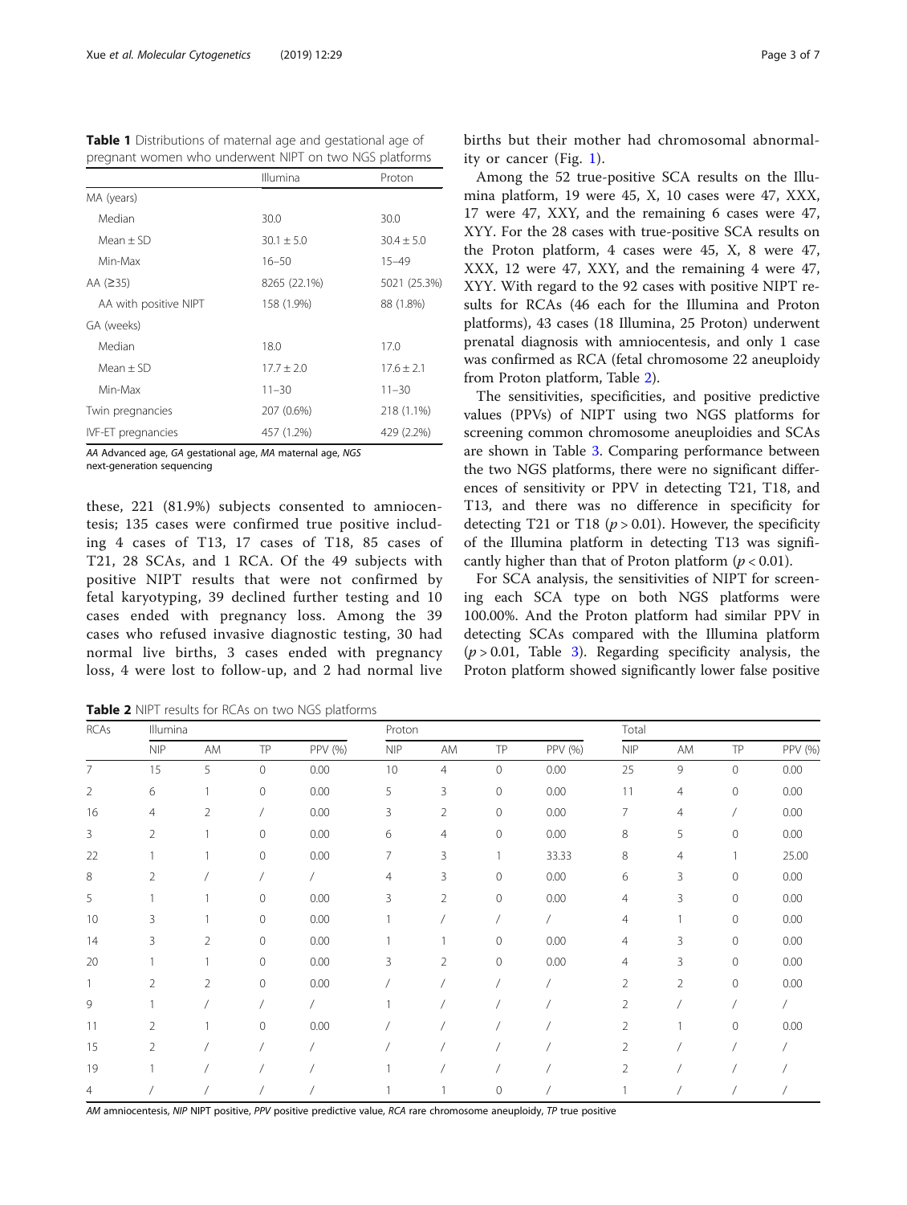**Table 1** Distributions of maternal age and gestational age of pregnant women who underwent NIPT on two NGS platforms

| | Illumina | Proton |
|---|---|---|
| MA (years) | | |
| Median | 30.0 | 30.0 |
| Mean ± SD | 30.1 ± 5.0 | 30.4 ± 5.0 |
| Min-Max | 16–50 | 15–49 |
| AA (≥35) | 8265 (22.1%) | 5021 (25.3%) |
| AA with positive NIPT | 158 (1.9%) | 88 (1.8%) |
| GA (weeks) | | |
| Median | 18.0 | 17.0 |
| Mean ± SD | 17.7 ± 2.0 | 17.6 ± 2.1 |
| Min-Max | 11–30 | 11–30 |
| Twin pregnancies | 207 (0.6%) | 218 (1.1%) |
| IVF-ET pregnancies | 457 (1.2%) | 429 (2.2%) |

*AA* Advanced age, *GA* gestational age, *MA* maternal age, *NGS* next-generation sequencing

these, 221 (81.9%) subjects consented to amniocentesis; 135 cases were confirmed true positive including 4 cases of T13, 17 cases of T18, 85 cases of T21, 28 SCAs, and 1 RCA. Of the 49 subjects with positive NIPT results that were not confirmed by fetal karyotyping, 39 declined further testing and 10 cases ended with pregnancy loss. Among the 39 cases who refused invasive diagnostic testing, 30 had normal live births, 3 cases ended with pregnancy loss, 4 were lost to follow-up, and 2 had normal live births but their mother had chromosomal abnormality or cancer (Fig. 1).

Among the 52 true-positive SCA results on the Illumina platform, 19 were 45, X, 10 cases were 47, XXX, 17 were 47, XXY, and the remaining 6 cases were 47, XYY. For the 28 cases with true-positive SCA results on the Proton platform, 4 cases were 45, X, 8 were 47, XXX, 12 were 47, XXY, and the remaining 4 were 47, XYY. With regard to the 92 cases with positive NIPT results for RCAs (46 each for the Illumina and Proton platforms), 43 cases (18 Illumina, 25 Proton) underwent prenatal diagnosis with amniocentesis, and only 1 case was confirmed as RCA (fetal chromosome 22 aneuploidy from Proton platform, Table 2).

The sensitivities, specificities, and positive predictive values (PPVs) of NIPT using two NGS platforms for screening common chromosome aneuploidies and SCAs are shown in Table 3. Comparing performance between the two NGS platforms, there were no significant differences of sensitivity or PPV in detecting T21, T18, and T13, and there was no difference in specificity for detecting T21 or T18 ($p > 0.01$). However, the specificity of the Illumina platform in detecting T13 was significantly higher than that of Proton platform ($p < 0.01$).

For SCA analysis, the sensitivities of NIPT for screening each SCA type on both NGS platforms were 100.00%. And the Proton platform had similar PPV in detecting SCAs compared with the Illumina platform ($p > 0.01$, Table 3). Regarding specificity analysis, the Proton platform showed significantly lower false positive

**Table 2** NIPT results for RCAs on two NGS platforms

| RCAs | Illumina | | | | Proton | | | | Total | | | |
|---|---|---|---|---|---|---|---|---|---|---|---|---|
| | NIP | AM | TP | PPV (%) | NIP | AM | TP | PPV (%) | NIP | AM | TP | PPV (%) |
| 7 | 15 | 5 | 0 | 0.00 | 10 | 4 | 0 | 0.00 | 25 | 9 | 0 | 0.00 |
| 2 | 6 | 1 | 0 | 0.00 | 5 | 3 | 0 | 0.00 | 11 | 4 | 0 | 0.00 |
| 16 | 4 | 2 | / | 0.00 | 3 | 2 | 0 | 0.00 | 7 | 4 | / | 0.00 |
| 3 | 2 | 1 | 0 | 0.00 | 6 | 4 | 0 | 0.00 | 8 | 5 | 0 | 0.00 |
| 22 | 1 | 1 | 0 | 0.00 | 7 | 3 | 1 | 33.33 | 8 | 4 | 1 | 25.00 |
| 8 | 2 | / | / | / | 4 | 3 | 0 | 0.00 | 6 | 3 | 0 | 0.00 |
| 5 | 1 | 1 | 0 | 0.00 | 3 | 2 | 0 | 0.00 | 4 | 3 | 0 | 0.00 |
| 10 | 3 | 1 | 0 | 0.00 | 1 | / | / | / | 4 | 1 | 0 | 0.00 |
| 14 | 3 | 2 | 0 | 0.00 | 1 | 1 | 0 | 0.00 | 4 | 3 | 0 | 0.00 |
| 20 | 1 | 1 | 0 | 0.00 | 3 | 2 | 0 | 0.00 | 4 | 3 | 0 | 0.00 |
| 1 | 2 | 2 | 0 | 0.00 | / | / | / | / | 2 | 2 | 0 | 0.00 |
| 9 | 1 | / | / | / | 1 | / | / | / | 2 | / | / | / |
| 11 | 2 | 1 | 0 | 0.00 | / | / | / | / | 2 | 1 | 0 | 0.00 |
| 15 | 2 | / | / | / | / | / | / | / | 2 | / | / | / |
| 19 | 1 | / | / | / | 1 | / | / | / | 2 | / | / | / |
| 4 | / | / | / | / | 1 | 1 | 0 | / | 1 | / | / | / |

*AM* amniocentesis, *NIP* NIPT positive, *PPV* positive predictive value, *RCA* rare chromosome aneuploidy, *TP* true positive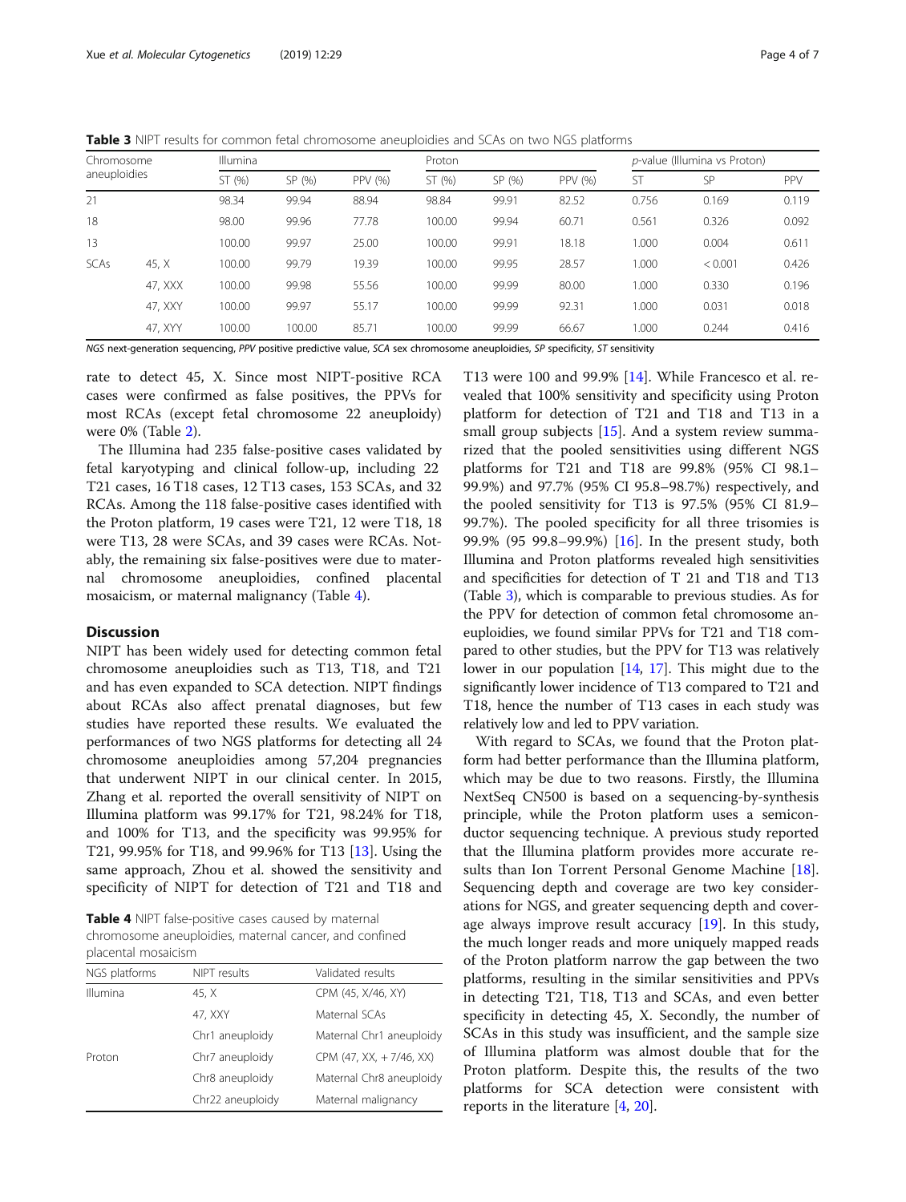**Table 3** NIPT results for common fetal chromosome aneuploidies and SCAs on two NGS platforms

| Chromosome aneuploidies | | Illumina | | | Proton | | | p-value (Illumina vs Proton) | | |
|---|---|---|---|---|---|---|---|---|---|---|
| | | ST (%) | SP (%) | PPV (%) | ST (%) | SP (%) | PPV (%) | ST | SP | PPV |
| 21 | | 98.34 | 99.94 | 88.94 | 98.84 | 99.91 | 82.52 | 0.756 | 0.169 | 0.119 |
| 18 | | 98.00 | 99.96 | 77.78 | 100.00 | 99.94 | 60.71 | 0.561 | 0.326 | 0.092 |
| 13 | | 100.00 | 99.97 | 25.00 | 100.00 | 99.91 | 18.18 | 1.000 | 0.004 | 0.611 |
| SCAs | 45, X | 100.00 | 99.79 | 19.39 | 100.00 | 99.95 | 28.57 | 1.000 | < 0.001 | 0.426 |
| | 47, XXX | 100.00 | 99.98 | 55.56 | 100.00 | 99.99 | 80.00 | 1.000 | 0.330 | 0.196 |
| | 47, XXY | 100.00 | 99.97 | 55.17 | 100.00 | 99.99 | 92.31 | 1.000 | 0.031 | 0.018 |
| | 47, XYY | 100.00 | 100.00 | 85.71 | 100.00 | 99.99 | 66.67 | 1.000 | 0.244 | 0.416 |

*NGS* next-generation sequencing, *PPV* positive predictive value, *SCA* sex chromosome aneuploidies, *SP* specificity, *ST* sensitivity

rate to detect 45, X. Since most NIPT-positive RCA cases were confirmed as false positives, the PPVs for most RCAs (except fetal chromosome 22 aneuploidy) were 0% (Table 2).

The Illumina had 235 false-positive cases validated by fetal karyotyping and clinical follow-up, including 22 T21 cases, 16 T18 cases, 12 T13 cases, 153 SCAs, and 32 RCAs. Among the 118 false-positive cases identified with the Proton platform, 19 cases were T21, 12 were T18, 18 were T13, 28 were SCAs, and 39 cases were RCAs. Notably, the remaining six false-positives were due to maternal chromosome aneuploidies, confined placental mosaicism, or maternal malignancy (Table 4).

## Discussion

NIPT has been widely used for detecting common fetal chromosome aneuploidies such as T13, T18, and T21 and has even expanded to SCA detection. NIPT findings about RCAs also affect prenatal diagnoses, but few studies have reported these results. We evaluated the performances of two NGS platforms for detecting all 24 chromosome aneuploidies among 57,204 pregnancies that underwent NIPT in our clinical center. In 2015, Zhang et al. reported the overall sensitivity of NIPT on Illumina platform was 99.17% for T21, 98.24% for T18, and 100% for T13, and the specificity was 99.95% for T21, 99.95% for T18, and 99.96% for T13 [13]. Using the same approach, Zhou et al. showed the sensitivity and specificity of NIPT for detection of T21 and T18 and T13 were 100 and 99.9% [14]. While Francesco et al. revealed that 100% sensitivity and specificity using Proton platform for detection of T21 and T18 and T13 in a small group subjects [15]. And a system review summarized that the pooled sensitivities using different NGS platforms for T21 and T18 are 99.8% (95% CI 98.1–99.9%) and 97.7% (95% CI 95.8–98.7%) respectively, and the pooled sensitivity for T13 is 97.5% (95% CI 81.9–99.7%). The pooled specificity for all three trisomies is 99.9% (95 99.8–99.9%) [16]. In the present study, both Illumina and Proton platforms revealed high sensitivities and specificities for detection of T 21 and T18 and T13 (Table 3), which is comparable to previous studies. As for the PPV for detection of common fetal chromosome aneuploidies, we found similar PPVs for T21 and T18 compared to other studies, but the PPV for T13 was relatively lower in our population [14, 17]. This might due to the significantly lower incidence of T13 compared to T21 and T18, hence the number of T13 cases in each study was relatively low and led to PPV variation.

With regard to SCAs, we found that the Proton platform had better performance than the Illumina platform, which may be due to two reasons. Firstly, the Illumina NextSeq CN500 is based on a sequencing-by-synthesis principle, while the Proton platform uses a semiconductor sequencing technique. A previous study reported that the Illumina platform provides more accurate results than Ion Torrent Personal Genome Machine [18]. Sequencing depth and coverage are two key considerations for NGS, and greater sequencing depth and coverage always improve result accuracy [19]. In this study, the much longer reads and more uniquely mapped reads of the Proton platform narrow the gap between the two platforms, resulting in the similar sensitivities and PPVs in detecting T21, T18, T13 and SCAs, and even better specificity in detecting 45, X. Secondly, the number of SCAs in this study was insufficient, and the sample size of Illumina platform was almost double that for the Proton platform. Despite this, the results of the two platforms for SCA detection were consistent with reports in the literature [4, 20].

**Table 4** NIPT false-positive cases caused by maternal chromosome aneuploidies, maternal cancer, and confined placental mosaicism

| NGS platforms | NIPT results | Validated results |
|---|---|---|
| Illumina | 45, X | CPM (45, X/46, XY) |
| | 47, XXY | Maternal SCAs |
| | Chr1 aneuploidy | Maternal Chr1 aneuploidy |
| Proton | Chr7 aneuploidy | CPM (47, XX, + 7/46, XX) |
| | Chr8 aneuploidy | Maternal Chr8 aneuploidy |
| | Chr22 aneuploidy | Maternal malignancy |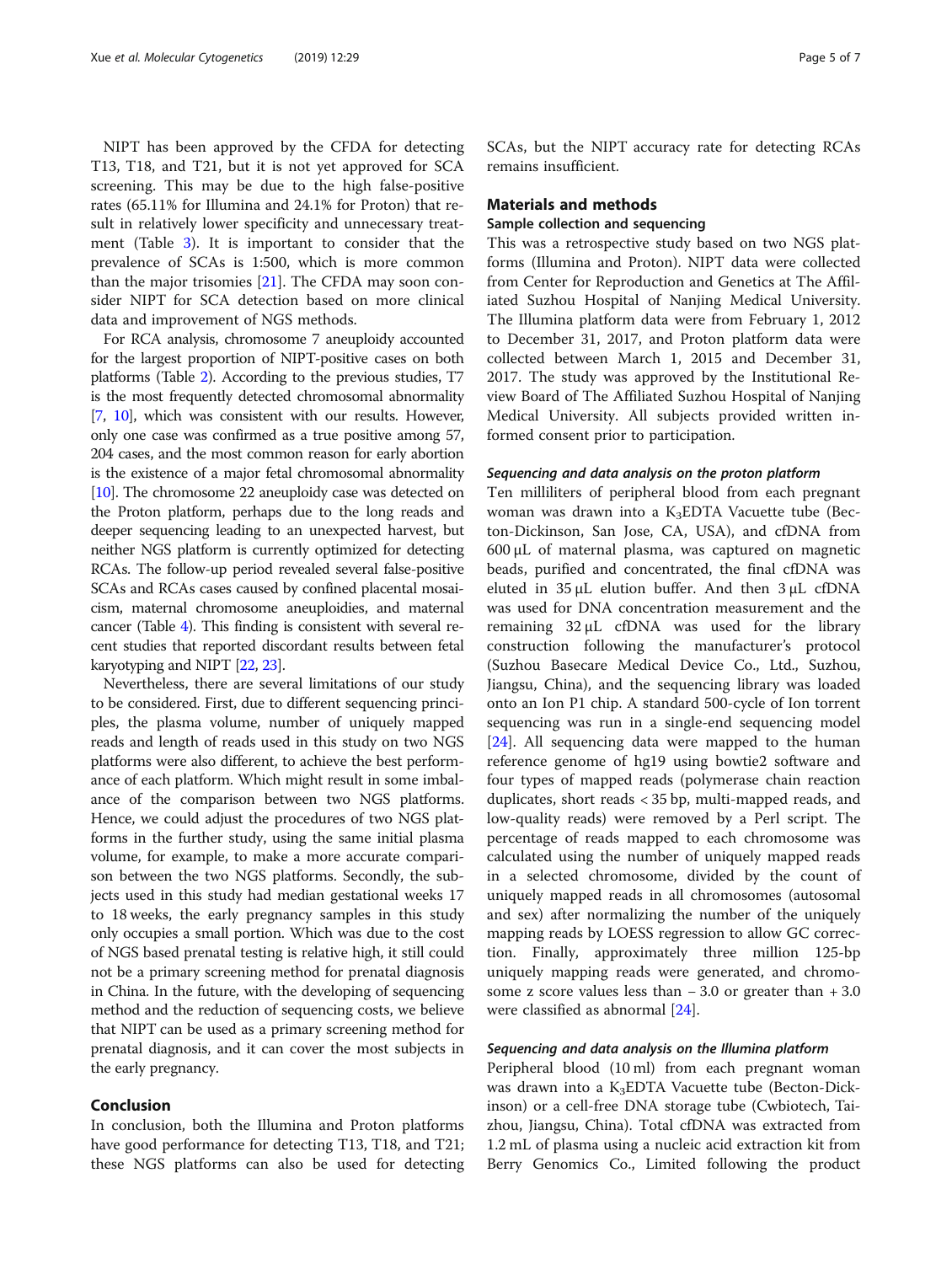NIPT has been approved by the CFDA for detecting T13, T18, and T21, but it is not yet approved for SCA screening. This may be due to the high false-positive rates (65.11% for Illumina and 24.1% for Proton) that result in relatively lower specificity and unnecessary treatment (Table 3). It is important to consider that the prevalence of SCAs is 1:500, which is more common than the major trisomies [21]. The CFDA may soon consider NIPT for SCA detection based on more clinical data and improvement of NGS methods.

For RCA analysis, chromosome 7 aneuploidy accounted for the largest proportion of NIPT-positive cases on both platforms (Table 2). According to the previous studies, T7 is the most frequently detected chromosomal abnormality [7, 10], which was consistent with our results. However, only one case was confirmed as a true positive among 57, 204 cases, and the most common reason for early abortion is the existence of a major fetal chromosomal abnormality [10]. The chromosome 22 aneuploidy case was detected on the Proton platform, perhaps due to the long reads and deeper sequencing leading to an unexpected harvest, but neither NGS platform is currently optimized for detecting RCAs. The follow-up period revealed several false-positive SCAs and RCAs cases caused by confined placental mosaicism, maternal chromosome aneuploidies, and maternal cancer (Table 4). This finding is consistent with several recent studies that reported discordant results between fetal karyotyping and NIPT [22, 23].

Nevertheless, there are several limitations of our study to be considered. First, due to different sequencing principles, the plasma volume, number of uniquely mapped reads and length of reads used in this study on two NGS platforms were also different, to achieve the best performance of each platform. Which might result in some imbalance of the comparison between two NGS platforms. Hence, we could adjust the procedures of two NGS platforms in the further study, using the same initial plasma volume, for example, to make a more accurate comparison between the two NGS platforms. Secondly, the subjects used in this study had median gestational weeks 17 to 18 weeks, the early pregnancy samples in this study only occupies a small portion. Which was due to the cost of NGS based prenatal testing is relative high, it still could not be a primary screening method for prenatal diagnosis in China. In the future, with the developing of sequencing method and the reduction of sequencing costs, we believe that NIPT can be used as a primary screening method for prenatal diagnosis, and it can cover the most subjects in the early pregnancy.

## Conclusion

In conclusion, both the Illumina and Proton platforms have good performance for detecting T13, T18, and T21; these NGS platforms can also be used for detecting SCAs, but the NIPT accuracy rate for detecting RCAs remains insufficient.

## Materials and methods

### Sample collection and sequencing

This was a retrospective study based on two NGS platforms (Illumina and Proton). NIPT data were collected from Center for Reproduction and Genetics at The Affiliated Suzhou Hospital of Nanjing Medical University. The Illumina platform data were from February 1, 2012 to December 31, 2017, and Proton platform data were collected between March 1, 2015 and December 31, 2017. The study was approved by the Institutional Review Board of The Affiliated Suzhou Hospital of Nanjing Medical University. All subjects provided written informed consent prior to participation.

#### *Sequencing and data analysis on the proton platform*

Ten milliliters of peripheral blood from each pregnant woman was drawn into a $K_3$EDTA Vacuette tube (Becton-Dickinson, San Jose, CA, USA), and cfDNA from 600 μL of maternal plasma, was captured on magnetic beads, purified and concentrated, the final cfDNA was eluted in 35 μL elution buffer. And then 3 μL cfDNA was used for DNA concentration measurement and the remaining 32 μL cfDNA was used for the library construction following the manufacturer's protocol (Suzhou Basecare Medical Device Co., Ltd., Suzhou, Jiangsu, China), and the sequencing library was loaded onto an Ion P1 chip. A standard 500-cycle of Ion torrent sequencing was run in a single-end sequencing model [24]. All sequencing data were mapped to the human reference genome of hg19 using bowtie2 software and four types of mapped reads (polymerase chain reaction duplicates, short reads < 35 bp, multi-mapped reads, and low-quality reads) were removed by a Perl script. The percentage of reads mapped to each chromosome was calculated using the number of uniquely mapped reads in a selected chromosome, divided by the count of uniquely mapped reads in all chromosomes (autosomal and sex) after normalizing the number of the uniquely mapping reads by LOESS regression to allow GC correction. Finally, approximately three million 125-bp uniquely mapping reads were generated, and chromosome z score values less than − 3.0 or greater than + 3.0 were classified as abnormal [24].

#### *Sequencing and data analysis on the Illumina platform*

Peripheral blood (10 ml) from each pregnant woman was drawn into a $K_3$EDTA Vacuette tube (Becton-Dickinson) or a cell-free DNA storage tube (Cwbiotech, Taizhou, Jiangsu, China). Total cfDNA was extracted from 1.2 mL of plasma using a nucleic acid extraction kit from Berry Genomics Co., Limited following the product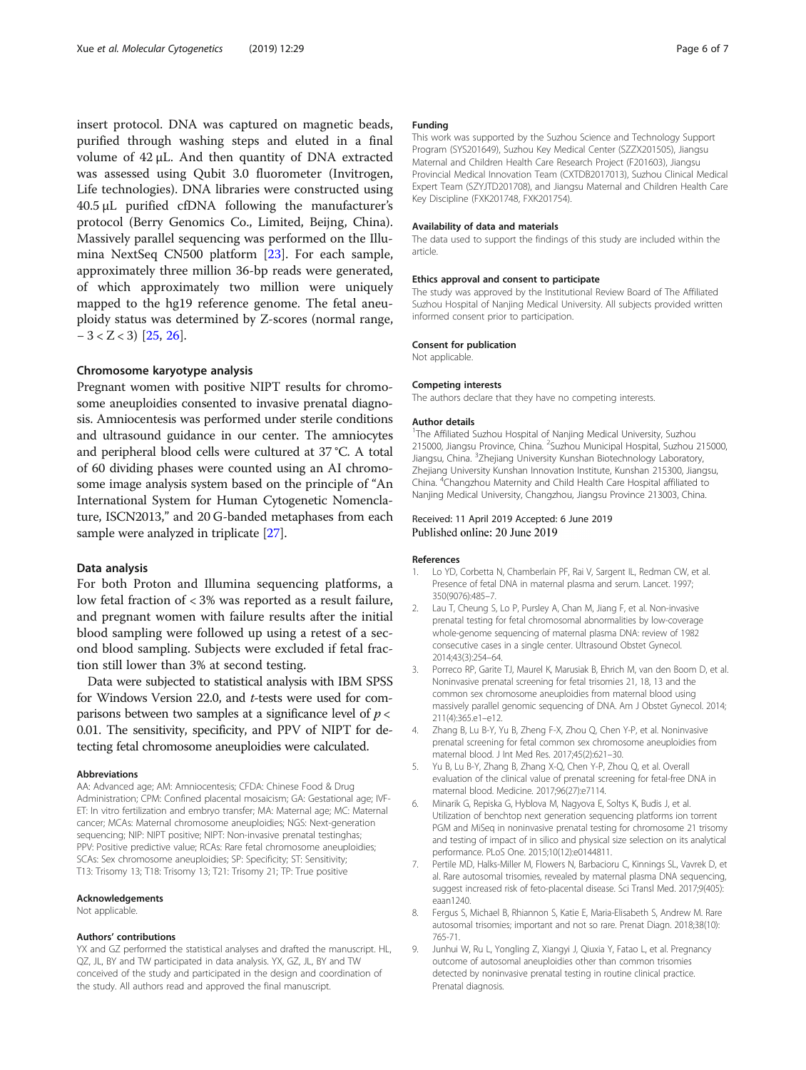insert protocol. DNA was captured on magnetic beads, purified through washing steps and eluted in a final volume of 42 μL. And then quantity of DNA extracted was assessed using Qubit 3.0 fluorometer (Invitrogen, Life technologies). DNA libraries were constructed using 40.5 μL purified cfDNA following the manufacturer's protocol (Berry Genomics Co., Limited, Beijng, China). Massively parallel sequencing was performed on the Illumina NextSeq CN500 platform [23]. For each sample, approximately three million 36-bp reads were generated, of which approximately two million were uniquely mapped to the hg19 reference genome. The fetal aneuploidy status was determined by Z-scores (normal range, $-3 < Z < 3$) [25, 26].

### Chromosome karyotype analysis

Pregnant women with positive NIPT results for chromosome aneuploidies consented to invasive prenatal diagnosis. Amniocentesis was performed under sterile conditions and ultrasound guidance in our center. The amniocytes and peripheral blood cells were cultured at 37 °C. A total of 60 dividing phases were counted using an AI chromosome image analysis system based on the principle of "An International System for Human Cytogenetic Nomenclature, ISCN2013," and 20 G-banded metaphases from each sample were analyzed in triplicate [27].

### Data analysis

For both Proton and Illumina sequencing platforms, a low fetal fraction of < 3% was reported as a result failure, and pregnant women with failure results after the initial blood sampling were followed up using a retest of a second blood sampling. Subjects were excluded if fetal fraction still lower than 3% at second testing.

Data were subjected to statistical analysis with IBM SPSS for Windows Version 22.0, and *t*-tests were used for comparisons between two samples at a significance level of $p < 0.01$. The sensitivity, specificity, and PPV of NIPT for detecting fetal chromosome aneuploidies were calculated.

#### Abbreviations

AA: Advanced age; AM: Amniocentesis; CFDA: Chinese Food & Drug Administration; CPM: Confined placental mosaicism; GA: Gestational age; IVF-ET: In vitro fertilization and embryo transfer; MA: Maternal age; MC: Maternal cancer; MCAs: Maternal chromosome aneuploidies; NGS: Next-generation sequencing; NIP: NIPT positive; NIPT: Non-invasive prenatal testinghas; PPV: Positive predictive value; RCAs: Rare fetal chromosome aneuploidies; SCAs: Sex chromosome aneuploidies; SP: Specificity; ST: Sensitivity; T13: Trisomy 13; T18: Trisomy 13; T21: Trisomy 21; TP: True positive

#### Acknowledgements

Not applicable.

#### Authors' contributions

YX and GZ performed the statistical analyses and drafted the manuscript. HL, QZ, JL, BY and TW participated in data analysis. YX, GZ, JL, BY and TW conceived of the study and participated in the design and coordination of the study. All authors read and approved the final manuscript.

#### Funding

This work was supported by the Suzhou Science and Technology Support Program (SYS201649), Suzhou Key Medical Center (SZZX201505), Jiangsu Maternal and Children Health Care Research Project (F201603), Jiangsu Provincial Medical Innovation Team (CXTDB2017013), Suzhou Clinical Medical Expert Team (SZYJTD201708), and Jiangsu Maternal and Children Health Care Key Discipline (FXK201748, FXK201754).

#### Availability of data and materials

The data used to support the findings of this study are included within the article.

#### Ethics approval and consent to participate

The study was approved by the Institutional Review Board of The Affiliated Suzhou Hospital of Nanjing Medical University. All subjects provided written informed consent prior to participation.

#### Consent for publication

Not applicable.

#### Competing interests

The authors declare that they have no competing interests.

#### Author details

[1]The Affiliated Suzhou Hospital of Nanjing Medical University, Suzhou 215000, Jiangsu Province, China. [2]Suzhou Municipal Hospital, Suzhou 215000, Jiangsu, China. [3]Zhejiang University Kunshan Biotechnology Laboratory, Zhejiang University Kunshan Innovation Institute, Kunshan 215300, Jiangsu, China. [4]Changzhou Maternity and Child Health Care Hospital affiliated to Nanjing Medical University, Changzhou, Jiangsu Province 213003, China.

Received: 11 April 2019 Accepted: 6 June 2019
Published online: 20 June 2019

#### References

1. Lo YD, Corbetta N, Chamberlain PF, Rai V, Sargent IL, Redman CW, et al. Presence of fetal DNA in maternal plasma and serum. Lancet. 1997; 350(9076):485–7.
2. Lau T, Cheung S, Lo P, Pursley A, Chan M, Jiang F, et al. Non-invasive prenatal testing for fetal chromosomal abnormalities by low-coverage whole-genome sequencing of maternal plasma DNA: review of 1982 consecutive cases in a single center. Ultrasound Obstet Gynecol. 2014;43(3):254–64.
3. Porreco RP, Garite TJ, Maurel K, Marusiak B, Ehrich M, van den Boom D, et al. Noninvasive prenatal screening for fetal trisomies 21, 18, 13 and the common sex chromosome aneuploidies from maternal blood using massively parallel genomic sequencing of DNA. Am J Obstet Gynecol. 2014; 211(4):365.e1–e12.
4. Zhang B, Lu B-Y, Yu B, Zheng F-X, Zhou Q, Chen Y-P, et al. Noninvasive prenatal screening for fetal common sex chromosome aneuploidies from maternal blood. J Int Med Res. 2017;45(2):621–30.
5. Yu B, Lu B-Y, Zhang B, Zhang X-Q, Chen Y-P, Zhou Q, et al. Overall evaluation of the clinical value of prenatal screening for fetal-free DNA in maternal blood. Medicine. 2017;96(27):e7114.
6. Minarik G, Repiska G, Hyblova M, Nagyova E, Soltys K, Budis J, et al. Utilization of benchtop next generation sequencing platforms ion torrent PGM and MiSeq in noninvasive prenatal testing for chromosome 21 trisomy and testing of impact of in silico and physical size selection on its analytical performance. PLoS One. 2015;10(12):e0144811.
7. Pertile MD, Halks-Miller M, Flowers N, Barbacioru C, Kinnings SL, Vavrek D, et al. Rare autosomal trisomies, revealed by maternal plasma DNA sequencing, suggest increased risk of feto-placental disease. Sci Transl Med. 2017;9(405): eaan1240.
8. Fergus S, Michael B, Rhiannon S, Katie E, Maria-Elisabeth S, Andrew M. Rare autosomal trisomies; important and not so rare. Prenat Diagn. 2018;38(10): 765-71.
9. Junhui W, Ru L, Yongling Z, Xiangyi J, Qiuxia Y, Fatao L, et al. Pregnancy outcome of autosomal aneuploidies other than common trisomies detected by noninvasive prenatal testing in routine clinical practice. Prenatal diagnosis.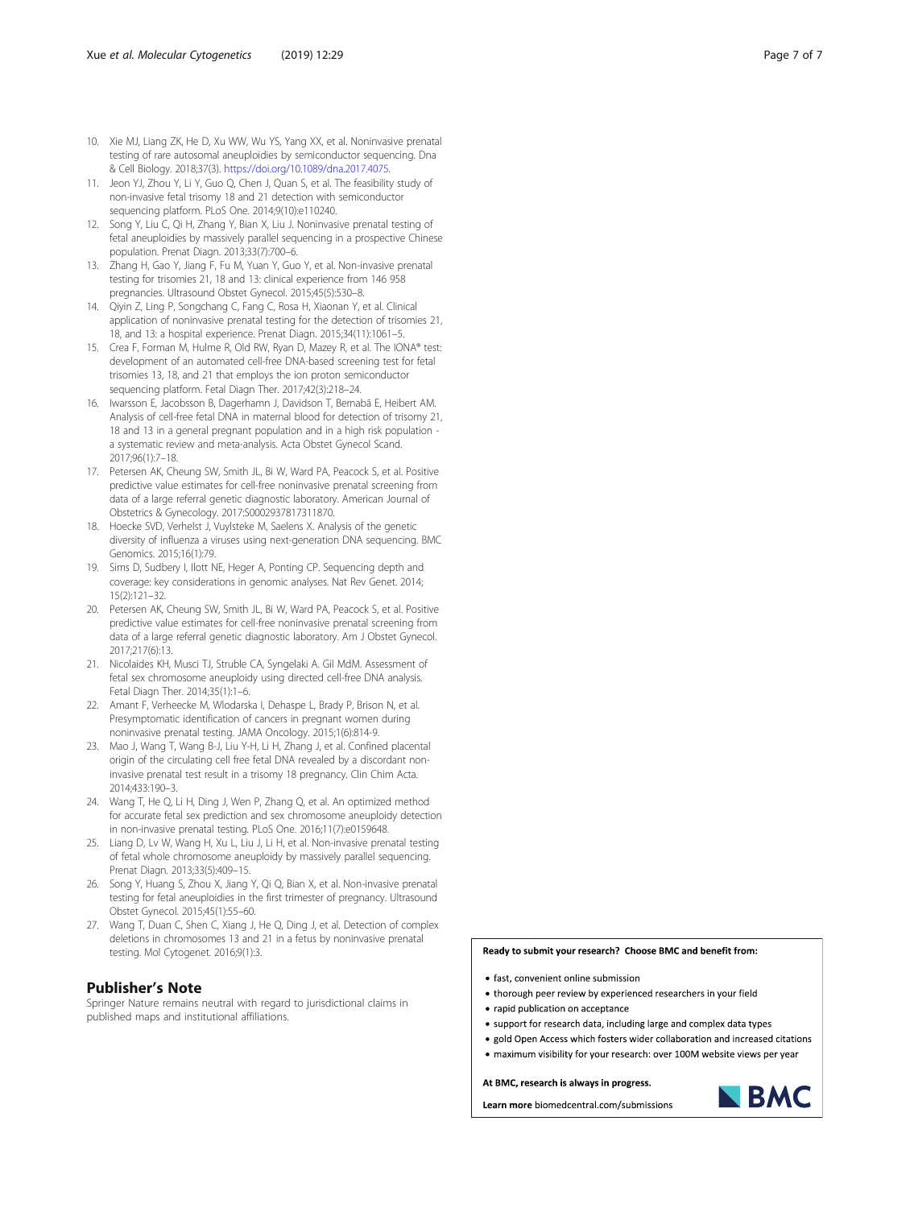10. Xie MJ, Liang ZK, He D, Xu WW, Wu YS, Yang XX, et al. Noninvasive prenatal testing of rare autosomal aneuploidies by semiconductor sequencing. Dna & Cell Biology. 2018;37(3). https://doi.org/10.1089/dna.2017.4075.
11. Jeon YJ, Zhou Y, Li Y, Guo Q, Chen J, Quan S, et al. The feasibility study of non-invasive fetal trisomy 18 and 21 detection with semiconductor sequencing platform. PLoS One. 2014;9(10):e110240.
12. Song Y, Liu C, Qi H, Zhang Y, Bian X, Liu J. Noninvasive prenatal testing of fetal aneuploidies by massively parallel sequencing in a prospective Chinese population. Prenat Diagn. 2013;33(7):700–6.
13. Zhang H, Gao Y, Jiang F, Fu M, Yuan Y, Guo Y, et al. Non-invasive prenatal testing for trisomies 21, 18 and 13: clinical experience from 146 958 pregnancies. Ultrasound Obstet Gynecol. 2015;45(5):530–8.
14. Qiyin Z, Ling P, Songchang C, Fang C, Rosa H, Xiaonan Y, et al. Clinical application of noninvasive prenatal testing for the detection of trisomies 21, 18, and 13: a hospital experience. Prenat Diagn. 2015;34(11):1061–5.
15. Crea F, Forman M, Hulme R, Old RW, Ryan D, Mazey R, et al. The IONA® test: development of an automated cell-free DNA-based screening test for fetal trisomies 13, 18, and 21 that employs the ion proton semiconductor sequencing platform. Fetal Diagn Ther. 2017;42(3):218–24.
16. Iwarsson E, Jacobsson B, Dagerhamn J, Davidson T, Bernabé E, Heibert AM. Analysis of cell-free fetal DNA in maternal blood for detection of trisomy 21, 18 and 13 in a general pregnant population and in a high risk population - a systematic review and meta-analysis. Acta Obstet Gynecol Scand. 2017;96(1):7–18.
17. Petersen AK, Cheung SW, Smith JL, Bi W, Ward PA, Peacock S, et al. Positive predictive value estimates for cell-free noninvasive prenatal screening from data of a large referral genetic diagnostic laboratory. American Journal of Obstetrics & Gynecology. 2017:S0002937817311870.
18. Hoecke SVD, Verhelst J, Vuylsteke M, Saelens X. Analysis of the genetic diversity of influenza a viruses using next-generation DNA sequencing. BMC Genomics. 2015;16(1):79.
19. Sims D, Sudbery I, Ilott NE, Heger A, Ponting CP. Sequencing depth and coverage: key considerations in genomic analyses. Nat Rev Genet. 2014; 15(2):121–32.
20. Petersen AK, Cheung SW, Smith JL, Bi W, Ward PA, Peacock S, et al. Positive predictive value estimates for cell-free noninvasive prenatal screening from data of a large referral genetic diagnostic laboratory. Am J Obstet Gynecol. 2017;217(6):13.
21. Nicolaides KH, Musci TJ, Struble CA, Syngelaki A. Gil MdM. Assessment of fetal sex chromosome aneuploidy using directed cell-free DNA analysis. Fetal Diagn Ther. 2014;35(1):1–6.
22. Amant F, Verheecke M, Wlodarska I, Dehaspe L, Brady P, Brison N, et al. Presymptomatic identification of cancers in pregnant women during noninvasive prenatal testing. JAMA Oncology. 2015;1(6):814-9.
23. Mao J, Wang T, Wang B-J, Liu Y-H, Li H, Zhang J, et al. Confined placental origin of the circulating cell free fetal DNA revealed by a discordant non-invasive prenatal test result in a trisomy 18 pregnancy. Clin Chim Acta. 2014;433:190–3.
24. Wang T, He Q, Li H, Ding J, Wen P, Zhang Q, et al. An optimized method for accurate fetal sex prediction and sex chromosome aneuploidy detection in non-invasive prenatal testing. PLoS One. 2016;11(7):e0159648.
25. Liang D, Lv W, Wang H, Xu L, Liu J, Li H, et al. Non-invasive prenatal testing of fetal whole chromosome aneuploidy by massively parallel sequencing. Prenat Diagn. 2013;33(5):409–15.
26. Song Y, Huang S, Zhou X, Jiang Y, Qi Q, Bian X, et al. Non-invasive prenatal testing for fetal aneuploidies in the first trimester of pregnancy. Ultrasound Obstet Gynecol. 2015;45(1):55–60.
27. Wang T, Duan C, Shen C, Xiang J, He Q, Ding J, et al. Detection of complex deletions in chromosomes 13 and 21 in a fetus by noninvasive prenatal testing. Mol Cytogenet. 2016;9(1):3.

## Publisher's Note

Springer Nature remains neutral with regard to jurisdictional claims in published maps and institutional affiliations.

**Ready to submit your research? Choose BMC and benefit from:**

- fast, convenient online submission
- thorough peer review by experienced researchers in your field
- rapid publication on acceptance
- support for research data, including large and complex data types
- gold Open Access which fosters wider collaboration and increased citations
- maximum visibility for your research: over 100M website views per year

**At BMC, research is always in progress.**

**Learn more** biomedcentral.com/submissions

BMC